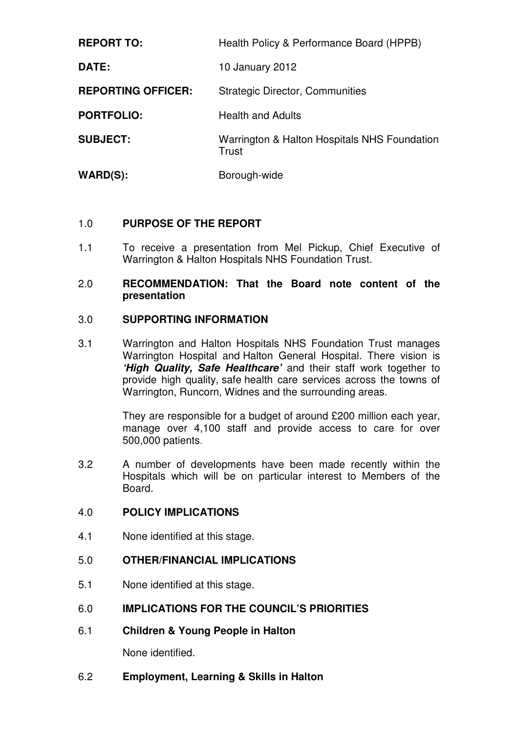| | |
|---|---|
| **REPORT TO:** | Health Policy & Performance Board (HPPB) |
| **DATE:** | 10 January 2012 |
| **REPORTING OFFICER:** | Strategic Director, Communities |
| **PORTFOLIO:** | Health and Adults |
| **SUBJECT:** | Warrington & Halton Hospitals NHS Foundation Trust |
| **WARD(S):** | Borough-wide |

1.0 **PURPOSE OF THE REPORT**

1.1 To receive a presentation from Mel Pickup, Chief Executive of Warrington & Halton Hospitals NHS Foundation Trust.

2.0 **RECOMMENDATION: That the Board note content of the presentation**

3.0 **SUPPORTING INFORMATION**

3.1 Warrington and Halton Hospitals NHS Foundation Trust manages Warrington Hospital and Halton General Hospital. There vision is ***'High Quality, Safe Healthcare'*** and their staff work together to provide high quality, safe health care services across the towns of Warrington, Runcorn, Widnes and the surrounding areas.

They are responsible for a budget of around £200 million each year, manage over 4,100 staff and provide access to care for over 500,000 patients.

3.2 A number of developments have been made recently within the Hospitals which will be on particular interest to Members of the Board.

4.0 **POLICY IMPLICATIONS**

4.1 None identified at this stage.

5.0 **OTHER/FINANCIAL IMPLICATIONS**

5.1 None identified at this stage.

6.0 **IMPLICATIONS FOR THE COUNCIL'S PRIORITIES**

6.1 **Children & Young People in Halton**

None identified.

6.2 **Employment, Learning & Skills in Halton**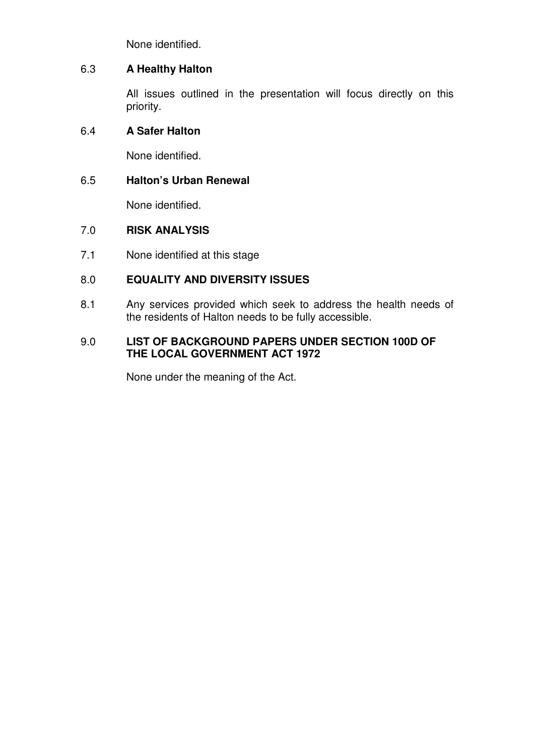None identified.

### 6.3 **A Healthy Halton**

All issues outlined in the presentation will focus directly on this priority.

### 6.4 **A Safer Halton**

None identified.

### 6.5 **Halton's Urban Renewal**

None identified.

## 7.0 **RISK ANALYSIS**

7.1 None identified at this stage

## 8.0 **EQUALITY AND DIVERSITY ISSUES**

8.1 Any services provided which seek to address the health needs of the residents of Halton needs to be fully accessible.

## 9.0 **LIST OF BACKGROUND PAPERS UNDER SECTION 100D OF THE LOCAL GOVERNMENT ACT 1972**

None under the meaning of the Act.